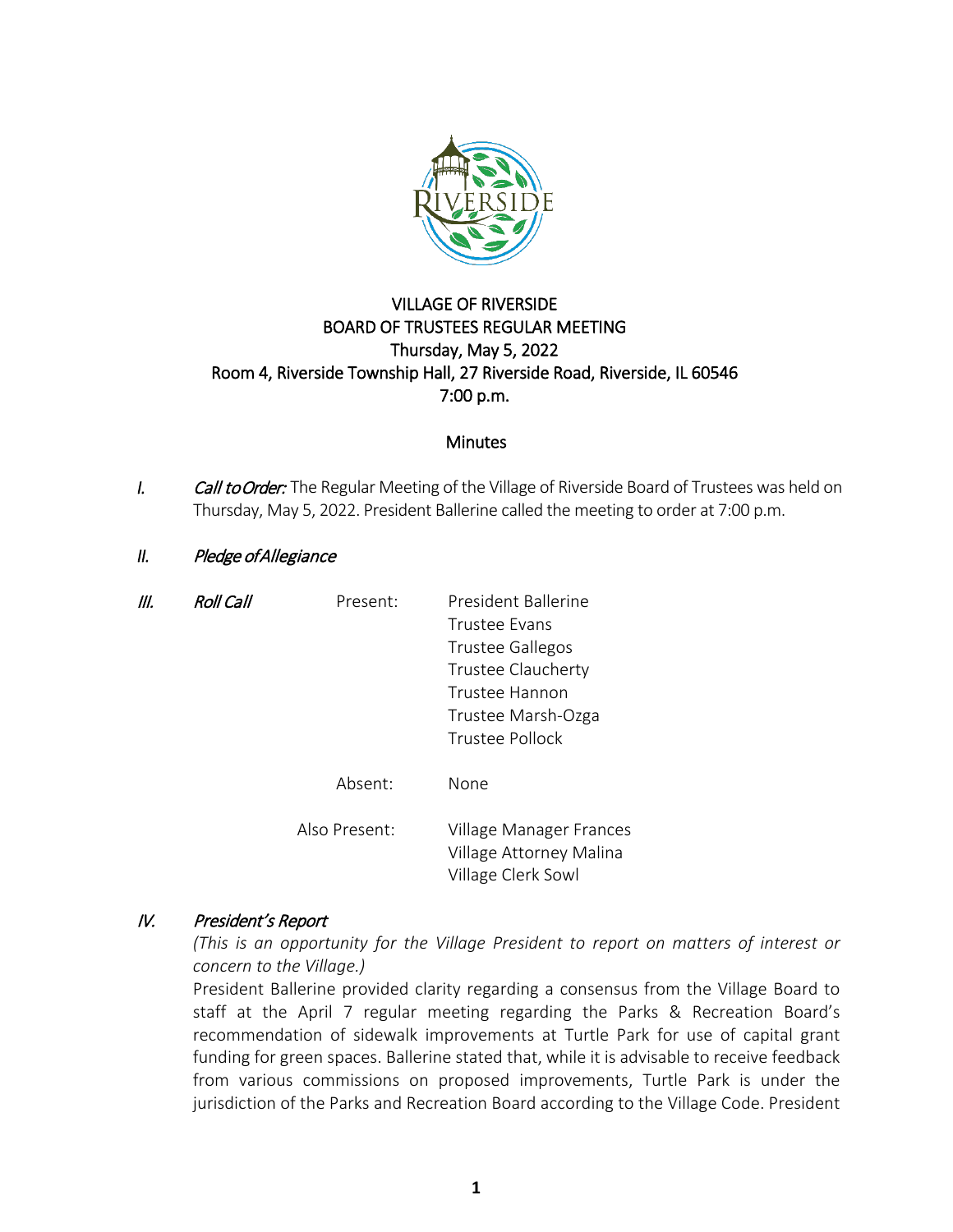# VILLAGE OF RIVERSIDE
## BOARD OF TRUSTEES REGULAR MEETING
### Thursday, May 5, 2022
### Room 4, Riverside Township Hall, 27 Riverside Road, Riverside, IL 60546
### 7:00 p.m.

### Minutes

I. *Call to Order:* The Regular Meeting of the Village of Riverside Board of Trustees was held on Thursday, May 5, 2022. President Ballerine called the meeting to order at 7:00 p.m.

II. *Pledge of Allegiance*

III. *Roll Call*

Present:
- President Ballerine
- Trustee Evans
- Trustee Gallegos
- Trustee Claucherty
- Trustee Hannon
- Trustee Marsh-Ozga
- Trustee Pollock

Absent: None

Also Present:
- Village Manager Frances
- Village Attorney Malina
- Village Clerk Sowl

IV. *President's Report*

*(This is an opportunity for the Village President to report on matters of interest or concern to the Village.)*

President Ballerine provided clarity regarding a consensus from the Village Board to staff at the April 7 regular meeting regarding the Parks & Recreation Board's recommendation of sidewalk improvements at Turtle Park for use of capital grant funding for green spaces. Ballerine stated that, while it is advisable to receive feedback from various commissions on proposed improvements, Turtle Park is under the jurisdiction of the Parks and Recreation Board according to the Village Code. President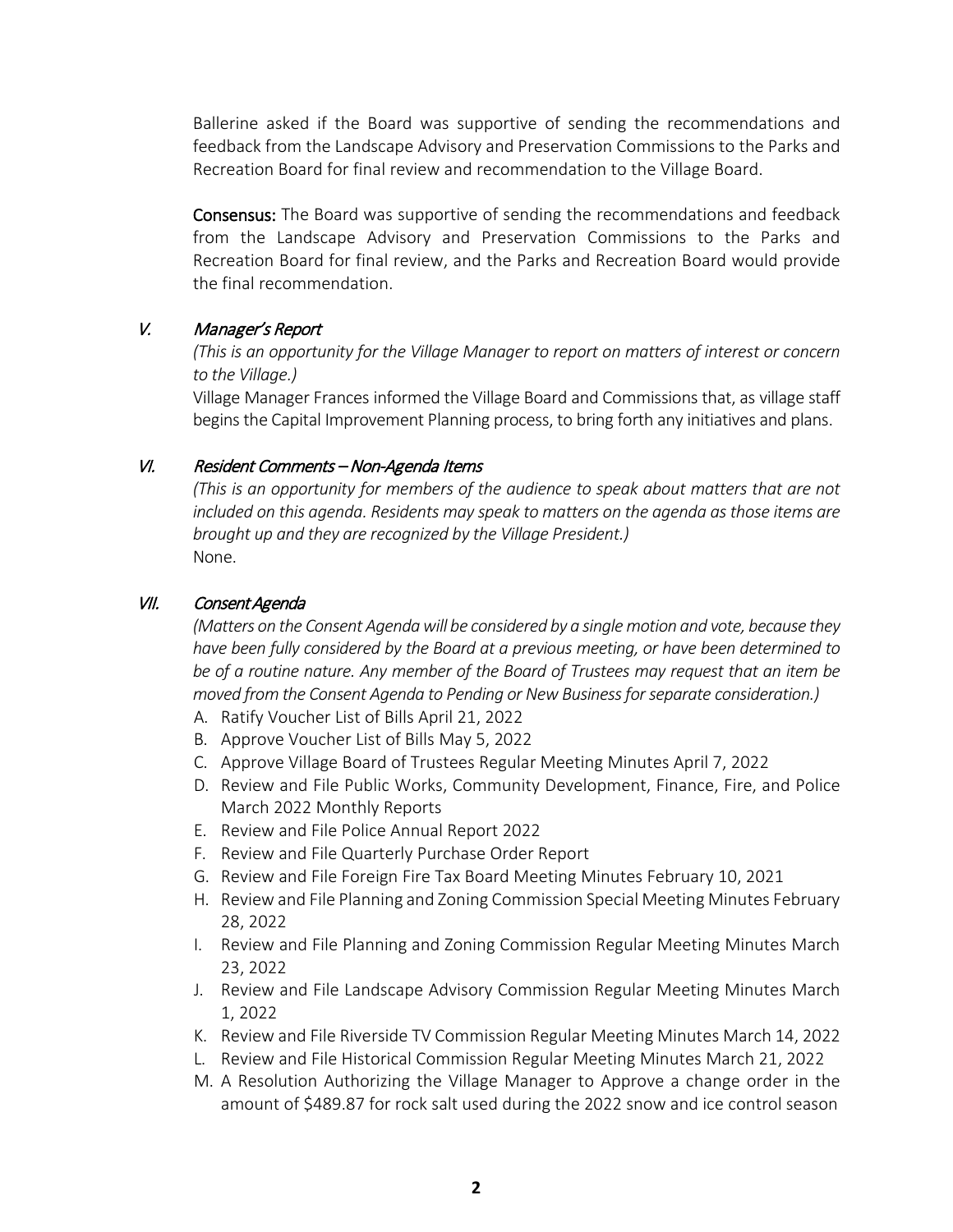Ballerine asked if the Board was supportive of sending the recommendations and feedback from the Landscape Advisory and Preservation Commissions to the Parks and Recreation Board for final review and recommendation to the Village Board.

**Consensus:** The Board was supportive of sending the recommendations and feedback from the Landscape Advisory and Preservation Commissions to the Parks and Recreation Board for final review, and the Parks and Recreation Board would provide the final recommendation.

## *V. Manager's Report*

*(This is an opportunity for the Village Manager to report on matters of interest or concern to the Village.)*

Village Manager Frances informed the Village Board and Commissions that, as village staff begins the Capital Improvement Planning process, to bring forth any initiatives and plans.

## *VI. Resident Comments – Non-Agenda Items*

*(This is an opportunity for members of the audience to speak about matters that are not included on this agenda. Residents may speak to matters on the agenda as those items are brought up and they are recognized by the Village President.)*

None.

## *VII. Consent Agenda*

*(Matters on the Consent Agenda will be considered by a single motion and vote, because they have been fully considered by the Board at a previous meeting, or have been determined to be of a routine nature. Any member of the Board of Trustees may request that an item be moved from the Consent Agenda to Pending or New Business for separate consideration.)*

A. Ratify Voucher List of Bills April 21, 2022
B. Approve Voucher List of Bills May 5, 2022
C. Approve Village Board of Trustees Regular Meeting Minutes April 7, 2022
D. Review and File Public Works, Community Development, Finance, Fire, and Police March 2022 Monthly Reports
E. Review and File Police Annual Report 2022
F. Review and File Quarterly Purchase Order Report
G. Review and File Foreign Fire Tax Board Meeting Minutes February 10, 2021
H. Review and File Planning and Zoning Commission Special Meeting Minutes February 28, 2022
I. Review and File Planning and Zoning Commission Regular Meeting Minutes March 23, 2022
J. Review and File Landscape Advisory Commission Regular Meeting Minutes March 1, 2022
K. Review and File Riverside TV Commission Regular Meeting Minutes March 14, 2022
L. Review and File Historical Commission Regular Meeting Minutes March 21, 2022
M. A Resolution Authorizing the Village Manager to Approve a change order in the amount of $489.87 for rock salt used during the 2022 snow and ice control season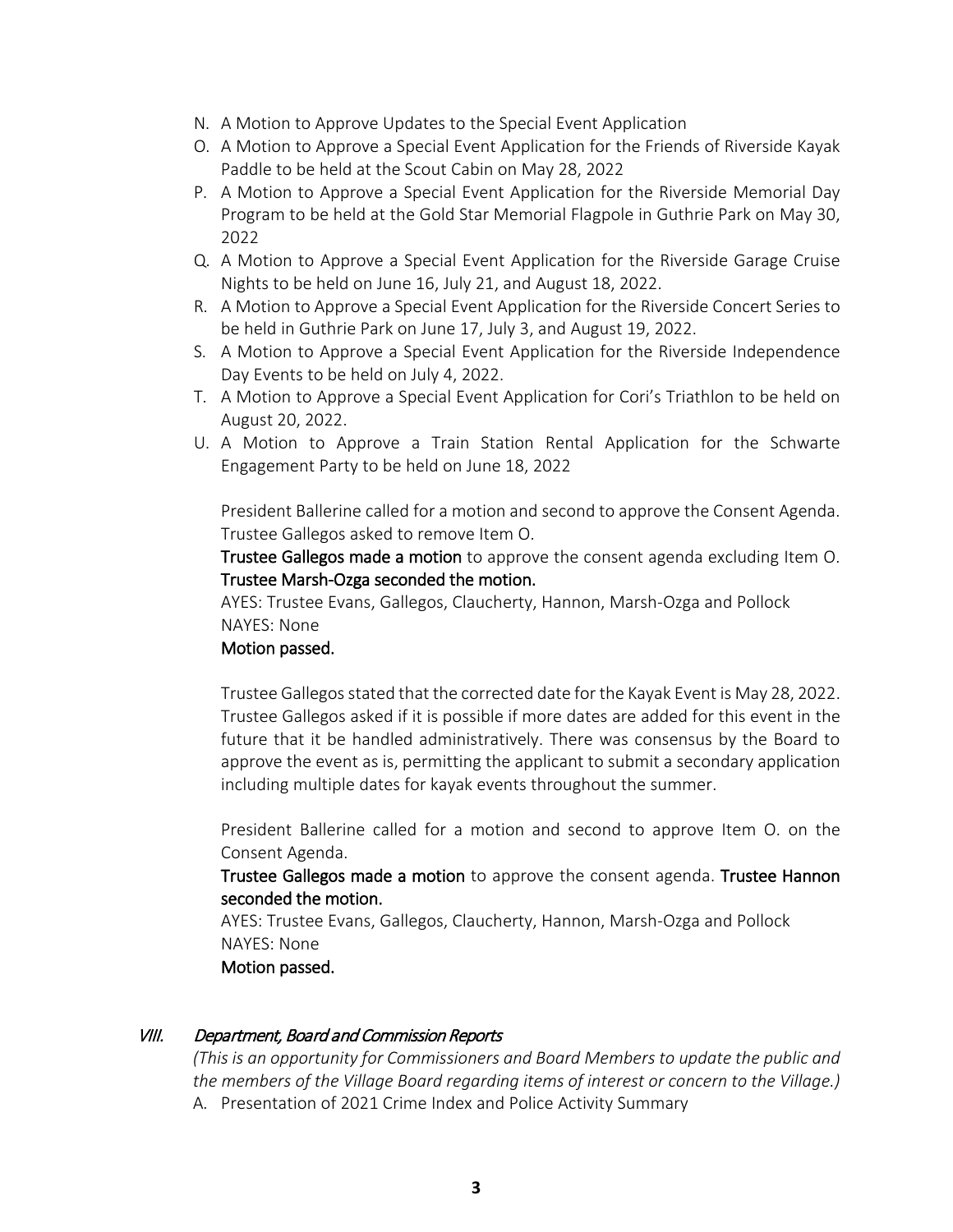N. A Motion to Approve Updates to the Special Event Application
O. A Motion to Approve a Special Event Application for the Friends of Riverside Kayak Paddle to be held at the Scout Cabin on May 28, 2022
P. A Motion to Approve a Special Event Application for the Riverside Memorial Day Program to be held at the Gold Star Memorial Flagpole in Guthrie Park on May 30, 2022
Q. A Motion to Approve a Special Event Application for the Riverside Garage Cruise Nights to be held on June 16, July 21, and August 18, 2022.
R. A Motion to Approve a Special Event Application for the Riverside Concert Series to be held in Guthrie Park on June 17, July 3, and August 19, 2022.
S. A Motion to Approve a Special Event Application for the Riverside Independence Day Events to be held on July 4, 2022.
T. A Motion to Approve a Special Event Application for Cori's Triathlon to be held on August 20, 2022.
U. A Motion to Approve a Train Station Rental Application for the Schwarte Engagement Party to be held on June 18, 2022

President Ballerine called for a motion and second to approve the Consent Agenda. Trustee Gallegos asked to remove Item O.

**Trustee Gallegos made a motion** to approve the consent agenda excluding Item O. **Trustee Marsh-Ozga seconded the motion.**

AYES: Trustee Evans, Gallegos, Claucherty, Hannon, Marsh-Ozga and Pollock
NAYES: None
**Motion passed.**

Trustee Gallegos stated that the corrected date for the Kayak Event is May 28, 2022. Trustee Gallegos asked if it is possible if more dates are added for this event in the future that it be handled administratively. There was consensus by the Board to approve the event as is, permitting the applicant to submit a secondary application including multiple dates for kayak events throughout the summer.

President Ballerine called for a motion and second to approve Item O. on the Consent Agenda.

**Trustee Gallegos made a motion** to approve the consent agenda. **Trustee Hannon seconded the motion.**

AYES: Trustee Evans, Gallegos, Claucherty, Hannon, Marsh-Ozga and Pollock
NAYES: None
**Motion passed.**

## *VIII. Department, Board and Commission Reports*

*(This is an opportunity for Commissioners and Board Members to update the public and the members of the Village Board regarding items of interest or concern to the Village.)*

A. Presentation of 2021 Crime Index and Police Activity Summary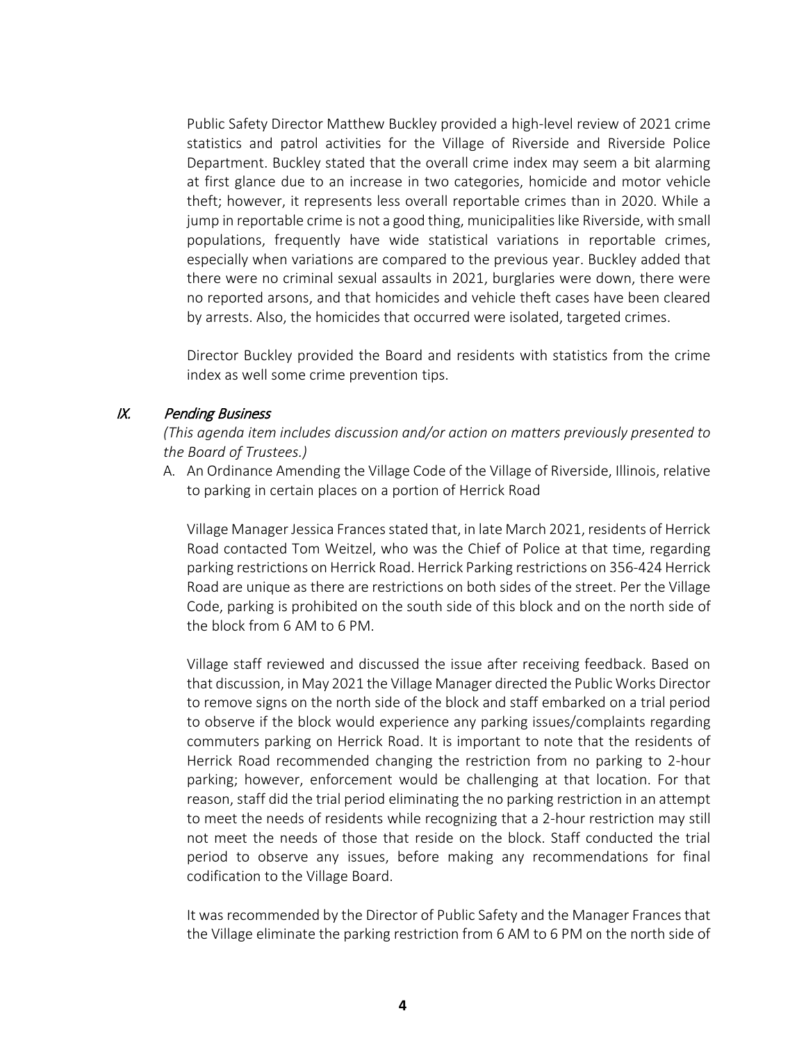Public Safety Director Matthew Buckley provided a high-level review of 2021 crime statistics and patrol activities for the Village of Riverside and Riverside Police Department. Buckley stated that the overall crime index may seem a bit alarming at first glance due to an increase in two categories, homicide and motor vehicle theft; however, it represents less overall reportable crimes than in 2020. While a jump in reportable crime is not a good thing, municipalities like Riverside, with small populations, frequently have wide statistical variations in reportable crimes, especially when variations are compared to the previous year. Buckley added that there were no criminal sexual assaults in 2021, burglaries were down, there were no reported arsons, and that homicides and vehicle theft cases have been cleared by arrests. Also, the homicides that occurred were isolated, targeted crimes.

Director Buckley provided the Board and residents with statistics from the crime index as well some crime prevention tips.

## IX. *Pending Business*

*(This agenda item includes discussion and/or action on matters previously presented to the Board of Trustees.)*

A. An Ordinance Amending the Village Code of the Village of Riverside, Illinois, relative to parking in certain places on a portion of Herrick Road

Village Manager Jessica Frances stated that, in late March 2021, residents of Herrick Road contacted Tom Weitzel, who was the Chief of Police at that time, regarding parking restrictions on Herrick Road. Herrick Parking restrictions on 356-424 Herrick Road are unique as there are restrictions on both sides of the street. Per the Village Code, parking is prohibited on the south side of this block and on the north side of the block from 6 AM to 6 PM.

Village staff reviewed and discussed the issue after receiving feedback. Based on that discussion, in May 2021 the Village Manager directed the Public Works Director to remove signs on the north side of the block and staff embarked on a trial period to observe if the block would experience any parking issues/complaints regarding commuters parking on Herrick Road. It is important to note that the residents of Herrick Road recommended changing the restriction from no parking to 2-hour parking; however, enforcement would be challenging at that location. For that reason, staff did the trial period eliminating the no parking restriction in an attempt to meet the needs of residents while recognizing that a 2-hour restriction may still not meet the needs of those that reside on the block. Staff conducted the trial period to observe any issues, before making any recommendations for final codification to the Village Board.

It was recommended by the Director of Public Safety and the Manager Frances that the Village eliminate the parking restriction from 6 AM to 6 PM on the north side of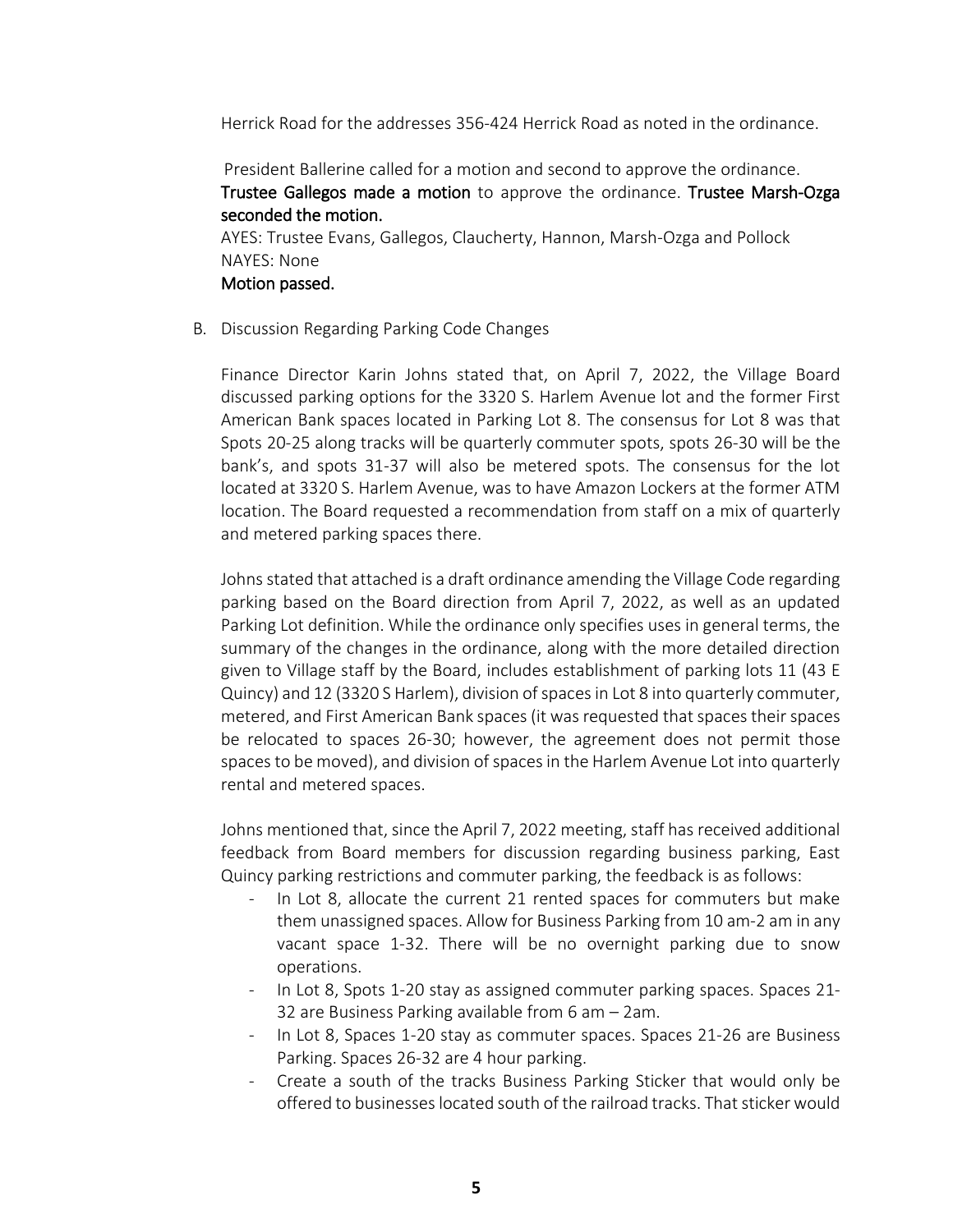Herrick Road for the addresses 356-424 Herrick Road as noted in the ordinance.

President Ballerine called for a motion and second to approve the ordinance. **Trustee Gallegos made a motion** to approve the ordinance. **Trustee Marsh-Ozga seconded the motion.**
AYES: Trustee Evans, Gallegos, Claucherty, Hannon, Marsh-Ozga and Pollock
NAYES: None
**Motion passed.**

B. Discussion Regarding Parking Code Changes

Finance Director Karin Johns stated that, on April 7, 2022, the Village Board discussed parking options for the 3320 S. Harlem Avenue lot and the former First American Bank spaces located in Parking Lot 8. The consensus for Lot 8 was that Spots 20-25 along tracks will be quarterly commuter spots, spots 26-30 will be the bank's, and spots 31-37 will also be metered spots. The consensus for the lot located at 3320 S. Harlem Avenue, was to have Amazon Lockers at the former ATM location. The Board requested a recommendation from staff on a mix of quarterly and metered parking spaces there.

Johns stated that attached is a draft ordinance amending the Village Code regarding parking based on the Board direction from April 7, 2022, as well as an updated Parking Lot definition. While the ordinance only specifies uses in general terms, the summary of the changes in the ordinance, along with the more detailed direction given to Village staff by the Board, includes establishment of parking lots 11 (43 E Quincy) and 12 (3320 S Harlem), division of spaces in Lot 8 into quarterly commuter, metered, and First American Bank spaces (it was requested that spaces their spaces be relocated to spaces 26-30; however, the agreement does not permit those spaces to be moved), and division of spaces in the Harlem Avenue Lot into quarterly rental and metered spaces.

Johns mentioned that, since the April 7, 2022 meeting, staff has received additional feedback from Board members for discussion regarding business parking, East Quincy parking restrictions and commuter parking, the feedback is as follows:

- In Lot 8, allocate the current 21 rented spaces for commuters but make them unassigned spaces. Allow for Business Parking from 10 am-2 am in any vacant space 1-32. There will be no overnight parking due to snow operations.
- In Lot 8, Spots 1-20 stay as assigned commuter parking spaces. Spaces 21-32 are Business Parking available from 6 am – 2am.
- In Lot 8, Spaces 1-20 stay as commuter spaces. Spaces 21-26 are Business Parking. Spaces 26-32 are 4 hour parking.
- Create a south of the tracks Business Parking Sticker that would only be offered to businesses located south of the railroad tracks. That sticker would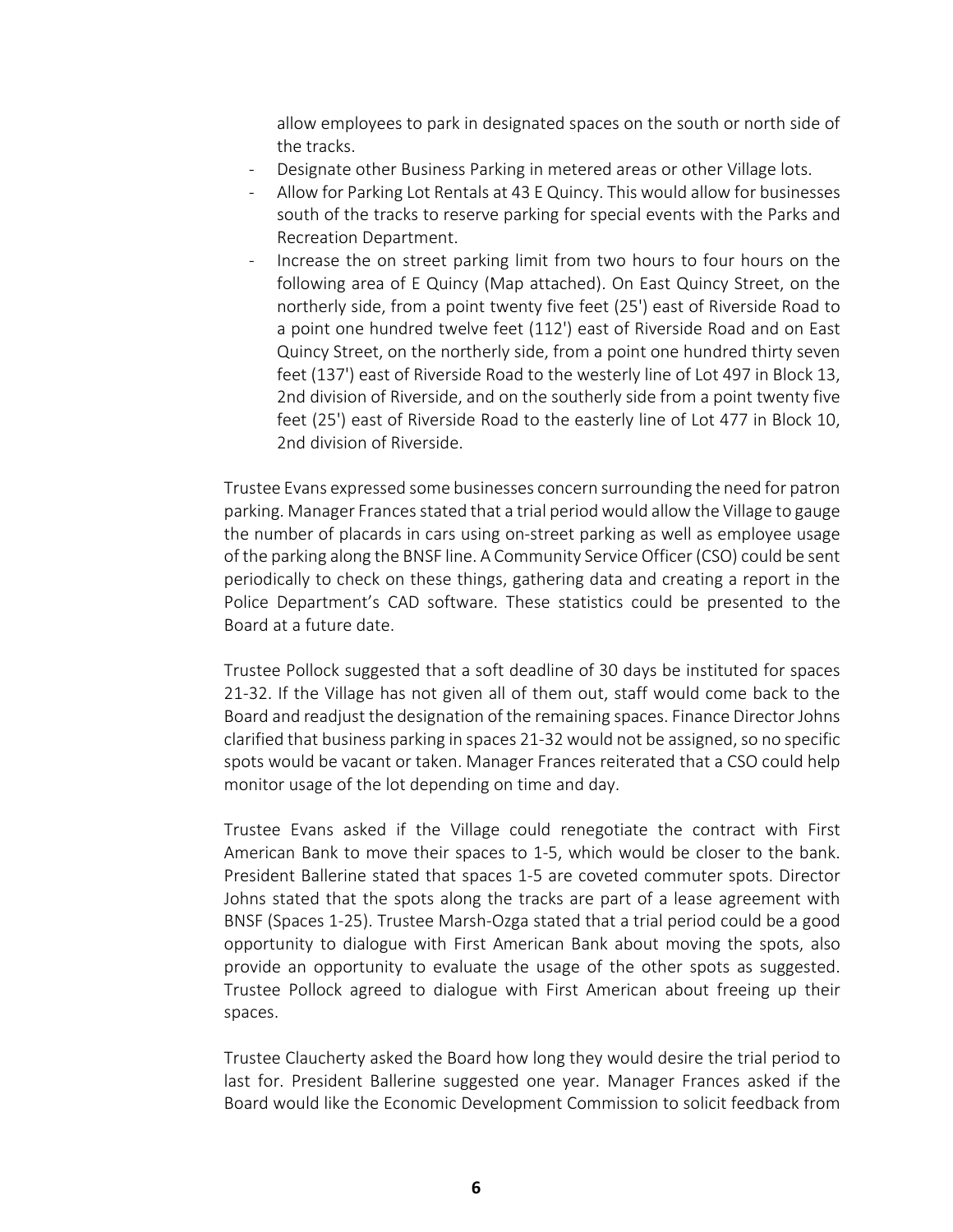allow employees to park in designated spaces on the south or north side of the tracks.

- Designate other Business Parking in metered areas or other Village lots.
- Allow for Parking Lot Rentals at 43 E Quincy. This would allow for businesses south of the tracks to reserve parking for special events with the Parks and Recreation Department.
- Increase the on street parking limit from two hours to four hours on the following area of E Quincy (Map attached). On East Quincy Street, on the northerly side, from a point twenty five feet (25') east of Riverside Road to a point one hundred twelve feet (112') east of Riverside Road and on East Quincy Street, on the northerly side, from a point one hundred thirty seven feet (137') east of Riverside Road to the westerly line of Lot 497 in Block 13, 2nd division of Riverside, and on the southerly side from a point twenty five feet (25') east of Riverside Road to the easterly line of Lot 477 in Block 10, 2nd division of Riverside.

Trustee Evans expressed some businesses concern surrounding the need for patron parking. Manager Frances stated that a trial period would allow the Village to gauge the number of placards in cars using on-street parking as well as employee usage of the parking along the BNSF line. A Community Service Officer (CSO) could be sent periodically to check on these things, gathering data and creating a report in the Police Department's CAD software. These statistics could be presented to the Board at a future date.

Trustee Pollock suggested that a soft deadline of 30 days be instituted for spaces 21-32. If the Village has not given all of them out, staff would come back to the Board and readjust the designation of the remaining spaces. Finance Director Johns clarified that business parking in spaces 21-32 would not be assigned, so no specific spots would be vacant or taken. Manager Frances reiterated that a CSO could help monitor usage of the lot depending on time and day.

Trustee Evans asked if the Village could renegotiate the contract with First American Bank to move their spaces to 1-5, which would be closer to the bank. President Ballerine stated that spaces 1-5 are coveted commuter spots. Director Johns stated that the spots along the tracks are part of a lease agreement with BNSF (Spaces 1-25). Trustee Marsh-Ozga stated that a trial period could be a good opportunity to dialogue with First American Bank about moving the spots, also provide an opportunity to evaluate the usage of the other spots as suggested. Trustee Pollock agreed to dialogue with First American about freeing up their spaces.

Trustee Claucherty asked the Board how long they would desire the trial period to last for. President Ballerine suggested one year. Manager Frances asked if the Board would like the Economic Development Commission to solicit feedback from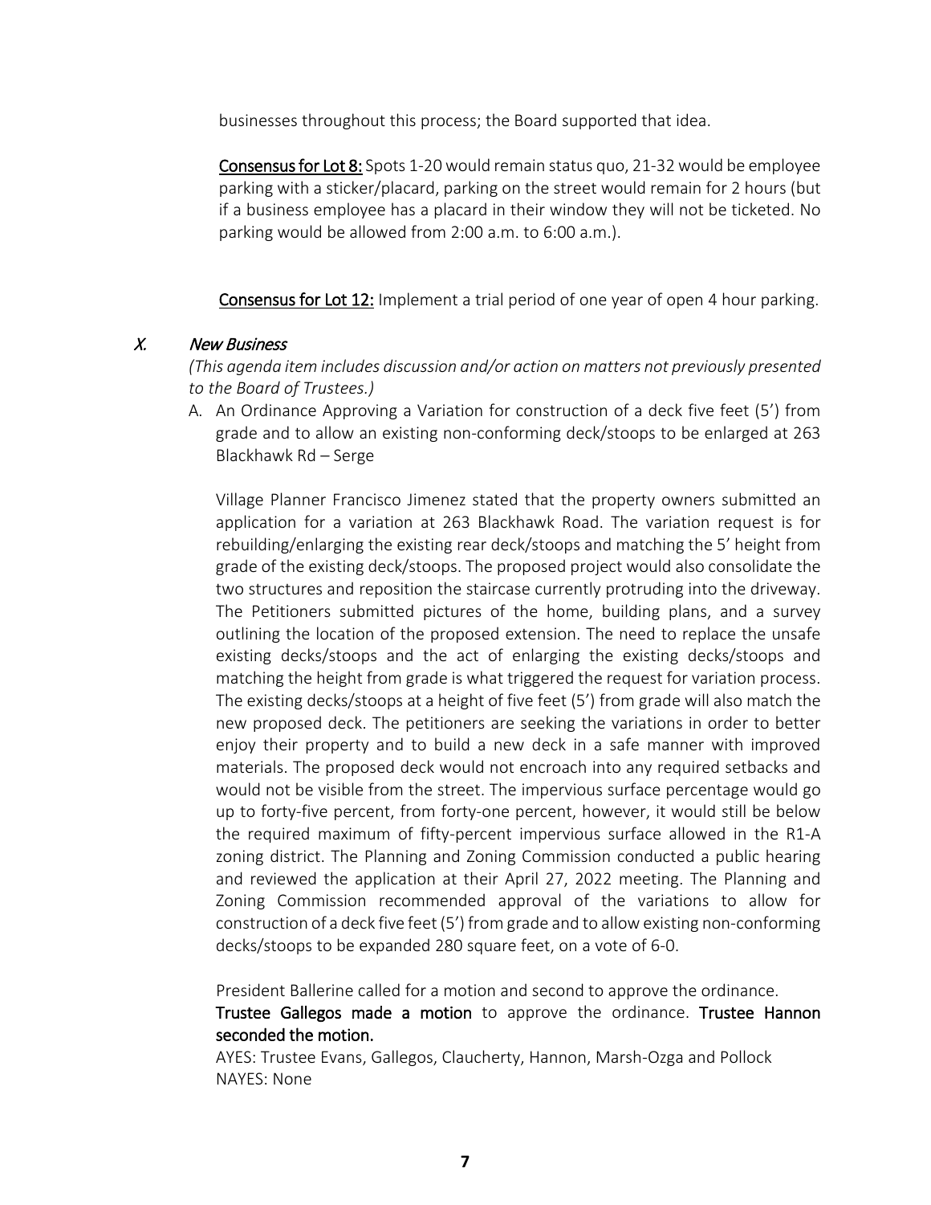businesses throughout this process; the Board supported that idea.

**Consensus for Lot 8:** Spots 1-20 would remain status quo, 21-32 would be employee parking with a sticker/placard, parking on the street would remain for 2 hours (but if a business employee has a placard in their window they will not be ticketed. No parking would be allowed from 2:00 a.m. to 6:00 a.m.).

**Consensus for Lot 12:** Implement a trial period of one year of open 4 hour parking.

### X. *New Business*

*(This agenda item includes discussion and/or action on matters not previously presented to the Board of Trustees.)*

A. An Ordinance Approving a Variation for construction of a deck five feet (5') from grade and to allow an existing non-conforming deck/stoops to be enlarged at 263 Blackhawk Rd – Serge

Village Planner Francisco Jimenez stated that the property owners submitted an application for a variation at 263 Blackhawk Road. The variation request is for rebuilding/enlarging the existing rear deck/stoops and matching the 5' height from grade of the existing deck/stoops. The proposed project would also consolidate the two structures and reposition the staircase currently protruding into the driveway. The Petitioners submitted pictures of the home, building plans, and a survey outlining the location of the proposed extension. The need to replace the unsafe existing decks/stoops and the act of enlarging the existing decks/stoops and matching the height from grade is what triggered the request for variation process. The existing decks/stoops at a height of five feet (5') from grade will also match the new proposed deck. The petitioners are seeking the variations in order to better enjoy their property and to build a new deck in a safe manner with improved materials. The proposed deck would not encroach into any required setbacks and would not be visible from the street. The impervious surface percentage would go up to forty-five percent, from forty-one percent, however, it would still be below the required maximum of fifty-percent impervious surface allowed in the R1-A zoning district. The Planning and Zoning Commission conducted a public hearing and reviewed the application at their April 27, 2022 meeting. The Planning and Zoning Commission recommended approval of the variations to allow for construction of a deck five feet (5') from grade and to allow existing non-conforming decks/stoops to be expanded 280 square feet, on a vote of 6-0.

President Ballerine called for a motion and second to approve the ordinance.
**Trustee Gallegos made a motion** to approve the ordinance. **Trustee Hannon seconded the motion.**
AYES: Trustee Evans, Gallegos, Claucherty, Hannon, Marsh-Ozga and Pollock
NAYES: None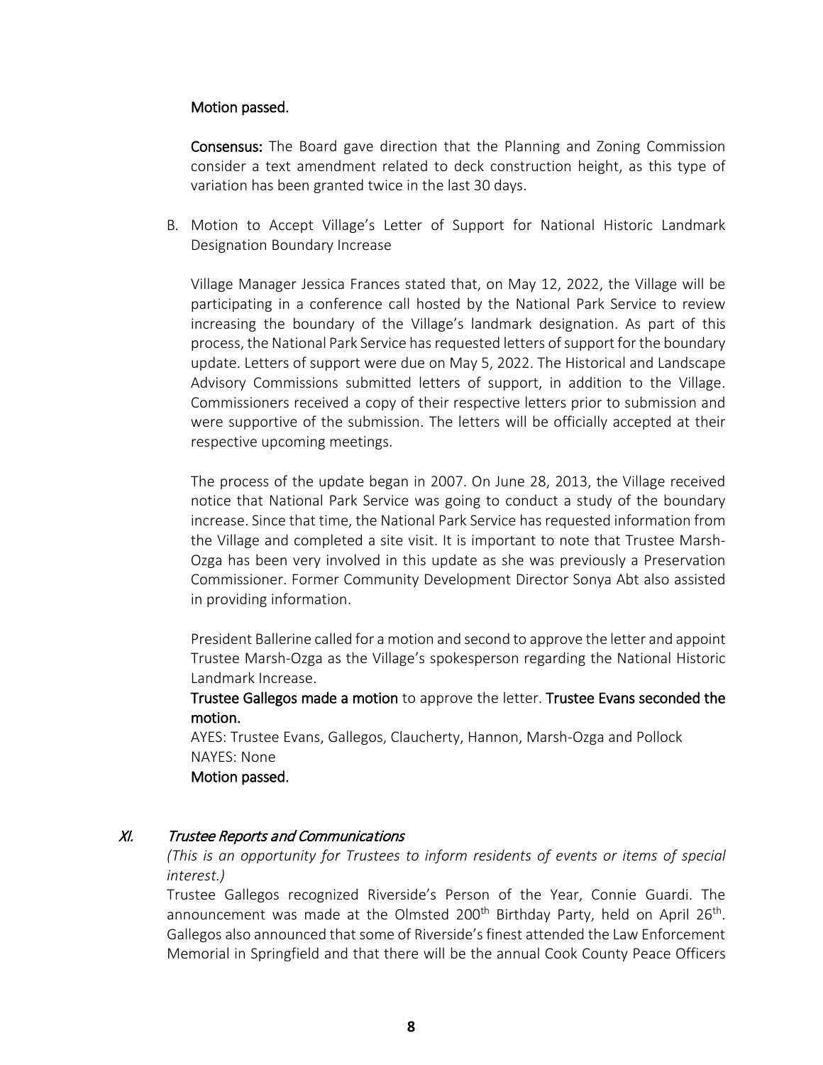**Motion passed.**

**Consensus:** The Board gave direction that the Planning and Zoning Commission consider a text amendment related to deck construction height, as this type of variation has been granted twice in the last 30 days.

B. Motion to Accept Village's Letter of Support for National Historic Landmark Designation Boundary Increase

Village Manager Jessica Frances stated that, on May 12, 2022, the Village will be participating in a conference call hosted by the National Park Service to review increasing the boundary of the Village's landmark designation. As part of this process, the National Park Service has requested letters of support for the boundary update. Letters of support were due on May 5, 2022. The Historical and Landscape Advisory Commissions submitted letters of support, in addition to the Village. Commissioners received a copy of their respective letters prior to submission and were supportive of the submission. The letters will be officially accepted at their respective upcoming meetings.

The process of the update began in 2007. On June 28, 2013, the Village received notice that National Park Service was going to conduct a study of the boundary increase. Since that time, the National Park Service has requested information from the Village and completed a site visit. It is important to note that Trustee Marsh-Ozga has been very involved in this update as she was previously a Preservation Commissioner. Former Community Development Director Sonya Abt also assisted in providing information.

President Ballerine called for a motion and second to approve the letter and appoint Trustee Marsh-Ozga as the Village's spokesperson regarding the National Historic Landmark Increase.

**Trustee Gallegos made a motion** to approve the letter. **Trustee Evans seconded the motion.**

AYES: Trustee Evans, Gallegos, Claucherty, Hannon, Marsh-Ozga and Pollock
NAYES: None
**Motion passed.**

## XI. *Trustee Reports and Communications*

*(This is an opportunity for Trustees to inform residents of events or items of special interest.)*

Trustee Gallegos recognized Riverside's Person of the Year, Connie Guardi. The announcement was made at the Olmsted 200th Birthday Party, held on April 26th. Gallegos also announced that some of Riverside's finest attended the Law Enforcement Memorial in Springfield and that there will be the annual Cook County Peace Officers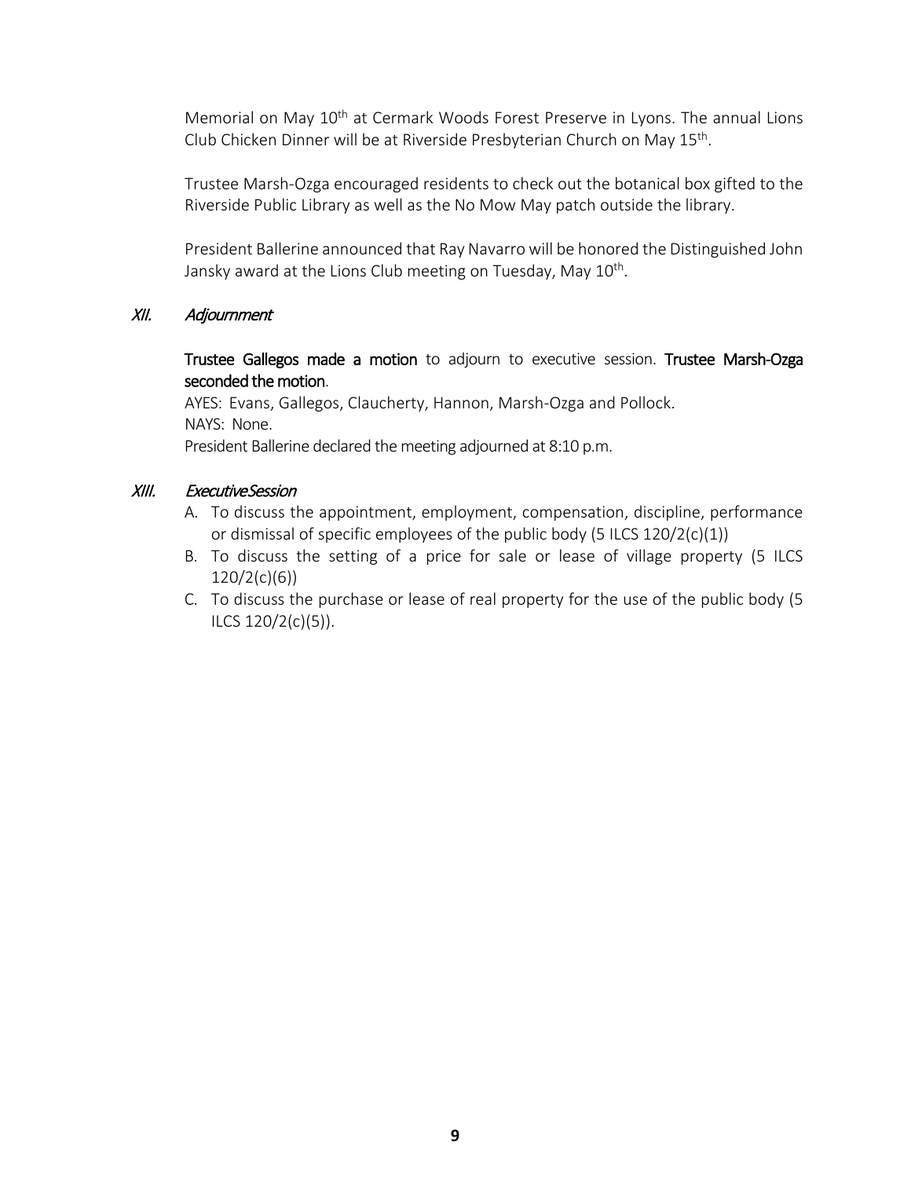Memorial on May 10th at Cermark Woods Forest Preserve in Lyons. The annual Lions Club Chicken Dinner will be at Riverside Presbyterian Church on May 15th.

Trustee Marsh-Ozga encouraged residents to check out the botanical box gifted to the Riverside Public Library as well as the No Mow May patch outside the library.

President Ballerine announced that Ray Navarro will be honored the Distinguished John Jansky award at the Lions Club meeting on Tuesday, May 10th.

## *XII. Adjournment*

**Trustee Gallegos made a motion** to adjourn to executive session. **Trustee Marsh-Ozga seconded the motion**.

AYES: Evans, Gallegos, Claucherty, Hannon, Marsh-Ozga and Pollock.
NAYS: None.
President Ballerine declared the meeting adjourned at 8:10 p.m.

## *XIII. Executive Session*

A. To discuss the appointment, employment, compensation, discipline, performance or dismissal of specific employees of the public body (5 ILCS 120/2(c)(1))
B. To discuss the setting of a price for sale or lease of village property (5 ILCS 120/2(c)(6))
C. To discuss the purchase or lease of real property for the use of the public body (5 ILCS 120/2(c)(5)).